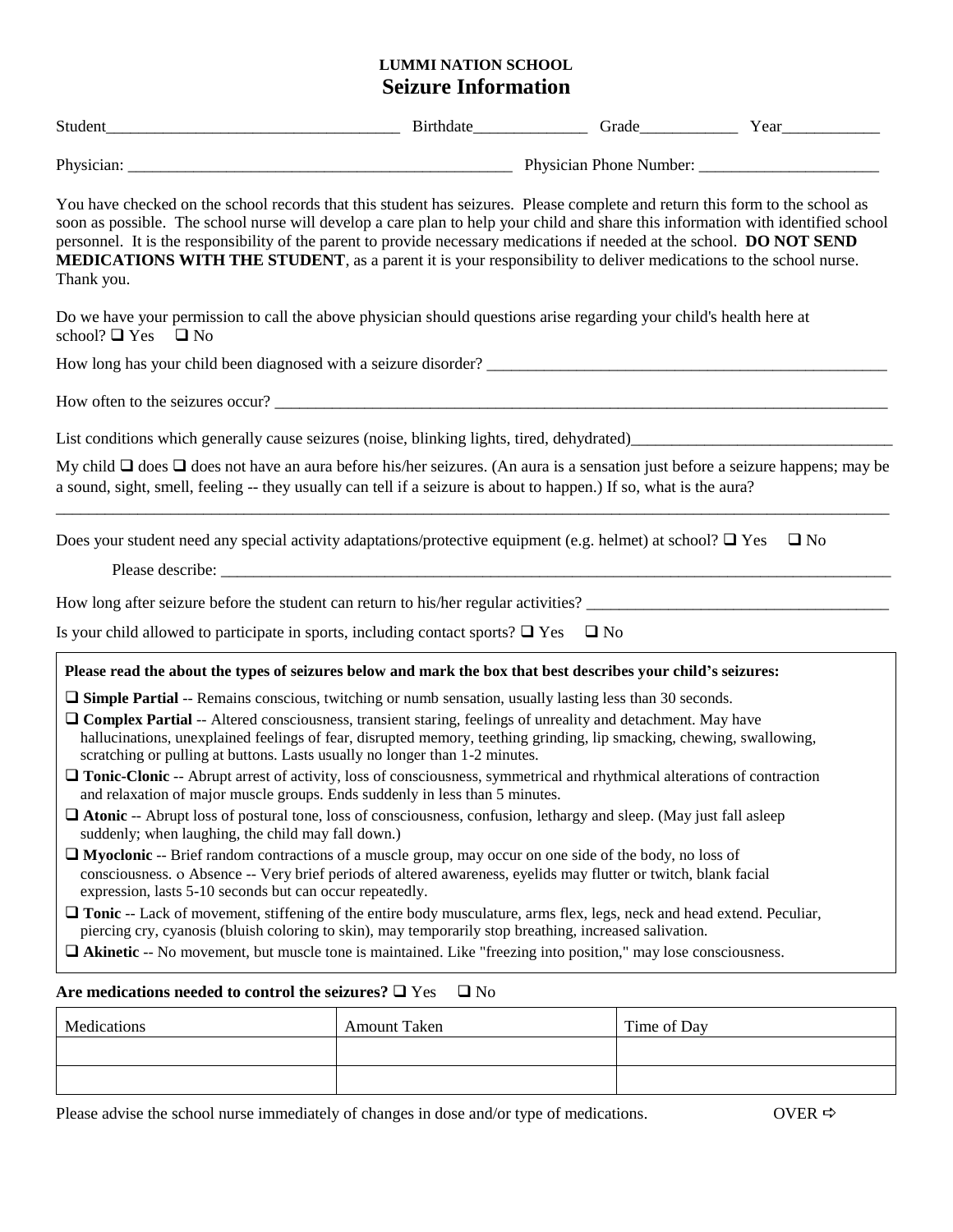**LUMMI NATION SCHOOL**

# Seizure Information

Student___________________________________ Birthdate_____________ Grade___________ Year___________

Physician: _______________________________________________ Physician Phone Number: _____________________

You have checked on the school records that this student has seizures. Please complete and return this form to the school as soon as possible. The school nurse will develop a care plan to help your child and share this information with identified school personnel. It is the responsibility of the parent to provide necessary medications if needed at the school. **DO NOT SEND MEDICATIONS WITH THE STUDENT**, as a parent it is your responsibility to deliver medications to the school nurse. Thank you.

Do we have your permission to call the above physician should questions arise regarding your child's health here at school? ❑ Yes ❑ No

How long has your child been diagnosed with a seizure disorder? ____________________________________________________

How often to the seizures occur? ________________________________________________________________________

List conditions which generally cause seizures (noise, blinking lights, tired, dehydrated)________________________________

My child ❑ does ❑ does not have an aura before his/her seizures. (An aura is a sensation just before a seizure happens; may be a sound, sight, smell, feeling -- they usually can tell if a seizure is about to happen.) If so, what is the aura?

_____________________________________________________________________________________________

Does your student need any special activity adaptations/protective equipment (e.g. helmet) at school? ❑ Yes ❑ No

Please describe: ______________________________________________________________________________

How long after seizure before the student can return to his/her regular activities? ____________________________________

Is your child allowed to participate in sports, including contact sports? ❑ Yes ❑ No

**Please read the about the types of seizures below and mark the box that best describes your child's seizures:**

❑ **Simple Partial** -- Remains conscious, twitching or numb sensation, usually lasting less than 30 seconds.

❑ **Complex Partial** -- Altered consciousness, transient staring, feelings of unreality and detachment. May have hallucinations, unexplained feelings of fear, disrupted memory, teething grinding, lip smacking, chewing, swallowing, scratching or pulling at buttons. Lasts usually no longer than 1-2 minutes.

❑ **Tonic-Clonic** -- Abrupt arrest of activity, loss of consciousness, symmetrical and rhythmical alterations of contraction and relaxation of major muscle groups. Ends suddenly in less than 5 minutes.

❑ **Atonic** -- Abrupt loss of postural tone, loss of consciousness, confusion, lethargy and sleep. (May just fall asleep suddenly; when laughing, the child may fall down.)

❑ **Myoclonic** -- Brief random contractions of a muscle group, may occur on one side of the body, no loss of consciousness. o Absence -- Very brief periods of altered awareness, eyelids may flutter or twitch, blank facial expression, lasts 5-10 seconds but can occur repeatedly.

❑ **Tonic** -- Lack of movement, stiffening of the entire body musculature, arms flex, legs, neck and head extend. Peculiar, piercing cry, cyanosis (bluish coloring to skin), may temporarily stop breathing, increased salivation.

❑ **Akinetic** -- No movement, but muscle tone is maintained. Like "freezing into position," may lose consciousness.

**Are medications needed to control the seizures?** ❑ Yes ❑ No

| Medications | Amount Taken | Time of Day |
|---|---|---|
| | | |
| | | |

Please advise the school nurse immediately of changes in dose and/or type of medications. OVER ⇨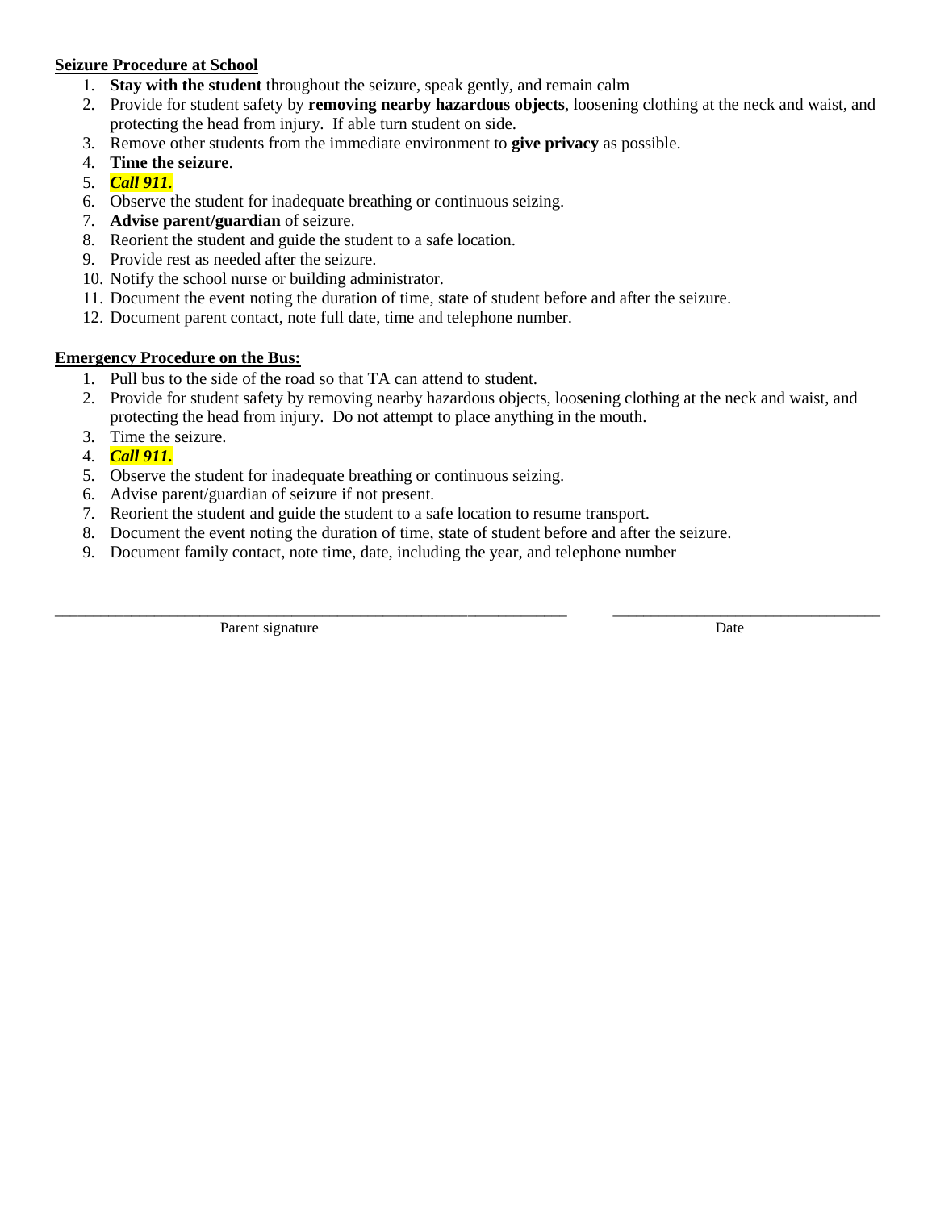**<u>Seizure Procedure at School</u>**

1. **Stay with the student** throughout the seizure, speak gently, and remain calm
2. Provide for student safety by **removing nearby hazardous objects**, loosening clothing at the neck and waist, and protecting the head from injury.  If able turn student on side.
3. Remove other students from the immediate environment to **give privacy** as possible.
4. **Time the seizure**.
5. ***Call 911.***
6. Observe the student for inadequate breathing or continuous seizing.
7. **Advise parent/guardian** of seizure.
8. Reorient the student and guide the student to a safe location.
9. Provide rest as needed after the seizure.
10. Notify the school nurse or building administrator.
11. Document the event noting the duration of time, state of student before and after the seizure.
12. Document parent contact, note full date, time and telephone number.

**<u>Emergency Procedure on the Bus:</u>**

1. Pull bus to the side of the road so that TA can attend to student.
2. Provide for student safety by removing nearby hazardous objects, loosening clothing at the neck and waist, and protecting the head from injury.  Do not attempt to place anything in the mouth.
3. Time the seizure.
4. ***Call 911.***
5. Observe the student for inadequate breathing or continuous seizing.
6. Advise parent/guardian of seizure if not present.
7. Reorient the student and guide the student to a safe location to resume transport.
8. Document the event noting the duration of time, state of student before and after the seizure.
9. Document family contact, note time, date, including the year, and telephone number

_______________________________________________ &nbsp;&nbsp;&nbsp;&nbsp; _________________________

Parent signature &nbsp;&nbsp;&nbsp;&nbsp;&nbsp;&nbsp;&nbsp;&nbsp;&nbsp;&nbsp;&nbsp;&nbsp;&nbsp;&nbsp;&nbsp;&nbsp;&nbsp;&nbsp;&nbsp;&nbsp;&nbsp;&nbsp;&nbsp;&nbsp;&nbsp;&nbsp;&nbsp;&nbsp;&nbsp;&nbsp;&nbsp;&nbsp;&nbsp;&nbsp;&nbsp;&nbsp;&nbsp;&nbsp;&nbsp;&nbsp; Date